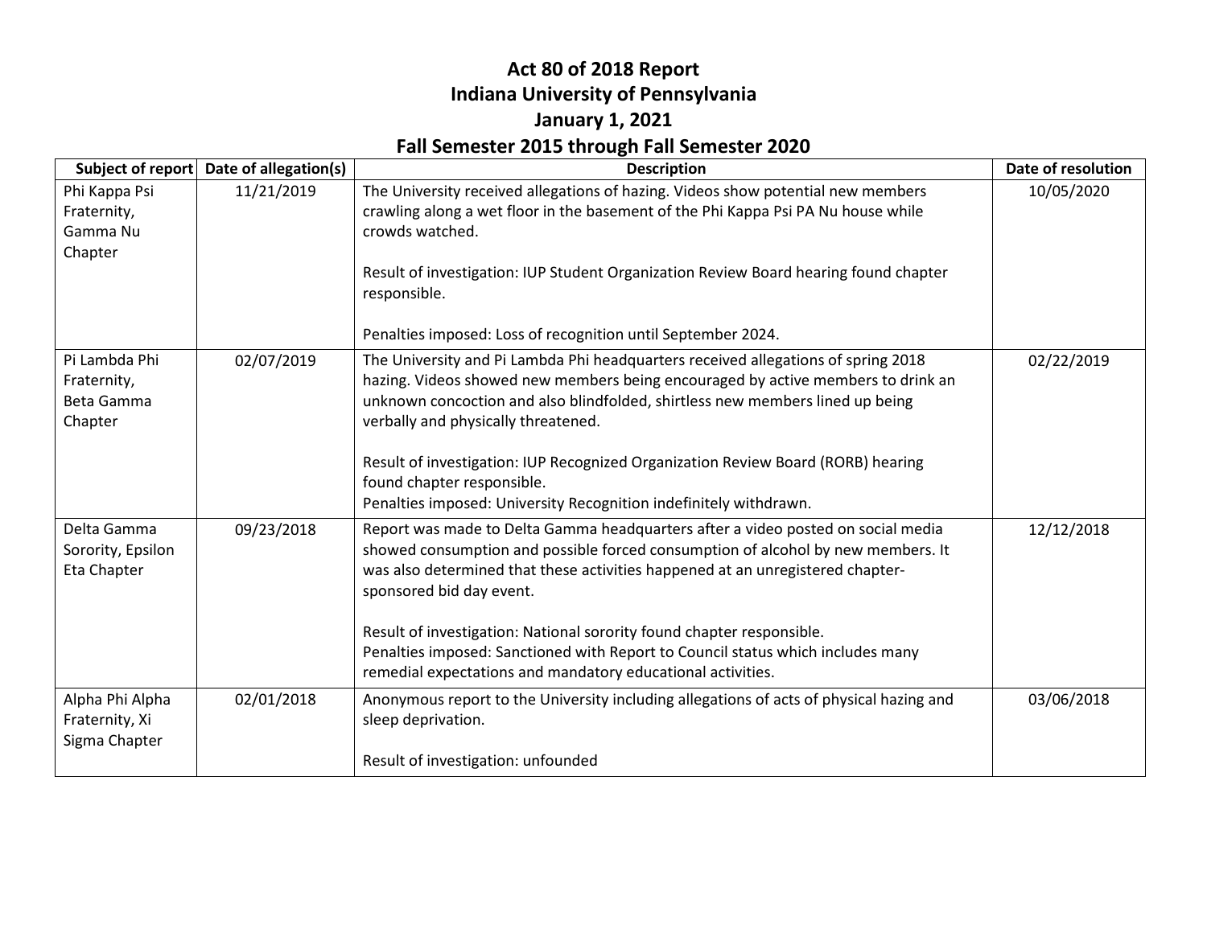# Act 80 of 2018 Report
# Indiana University of Pennsylvania
# January 1, 2021
# Fall Semester 2015 through Fall Semester 2020

| Subject of report | Date of allegation(s) | Description | Date of resolution |
|---|---|---|---|
| Phi Kappa Psi Fraternity, Gamma Nu Chapter | 11/21/2019 | The University received allegations of hazing. Videos show potential new members crawling along a wet floor in the basement of the Phi Kappa Psi PA Nu house while crowds watched.<br><br>Result of investigation: IUP Student Organization Review Board hearing found chapter responsible.<br><br>Penalties imposed: Loss of recognition until September 2024. | 10/05/2020 |
| Pi Lambda Phi Fraternity, Beta Gamma Chapter | 02/07/2019 | The University and Pi Lambda Phi headquarters received allegations of spring 2018 hazing. Videos showed new members being encouraged by active members to drink an unknown concoction and also blindfolded, shirtless new members lined up being verbally and physically threatened.<br><br>Result of investigation: IUP Recognized Organization Review Board (RORB) hearing found chapter responsible.<br>Penalties imposed: University Recognition indefinitely withdrawn. | 02/22/2019 |
| Delta Gamma Sorority, Epsilon Eta Chapter | 09/23/2018 | Report was made to Delta Gamma headquarters after a video posted on social media showed consumption and possible forced consumption of alcohol by new members. It was also determined that these activities happened at an unregistered chapter-sponsored bid day event.<br><br>Result of investigation: National sorority found chapter responsible.<br>Penalties imposed: Sanctioned with Report to Council status which includes many remedial expectations and mandatory educational activities. | 12/12/2018 |
| Alpha Phi Alpha Fraternity, Xi Sigma Chapter | 02/01/2018 | Anonymous report to the University including allegations of acts of physical hazing and sleep deprivation.<br><br>Result of investigation: unfounded | 03/06/2018 |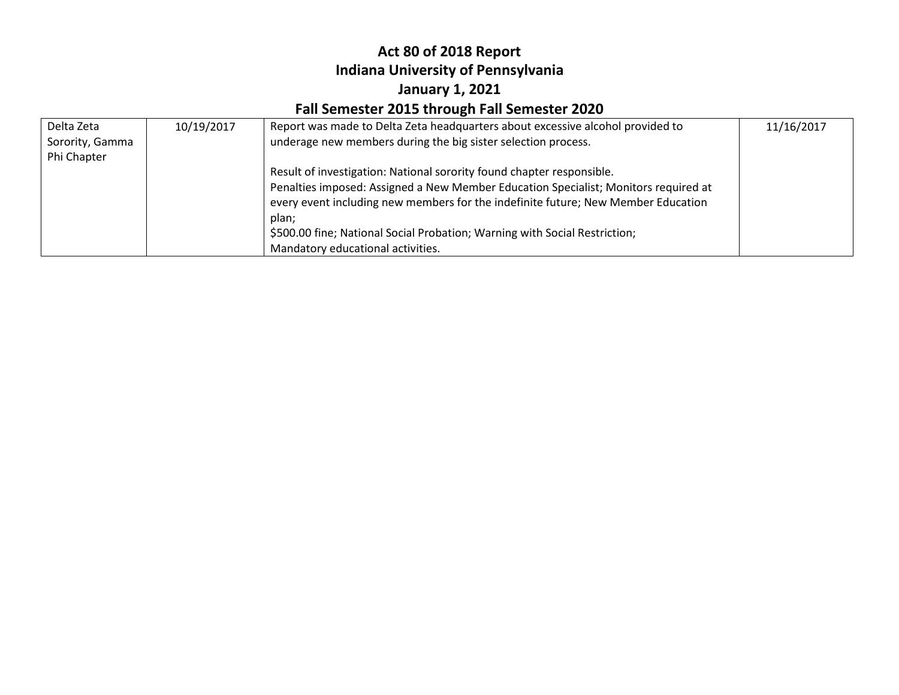# Act 80 of 2018 Report
# Indiana University of Pennsylvania
# January 1, 2021
# Fall Semester 2015 through Fall Semester 2020

| | | | |
|---|---|---|---|
| Delta Zeta Sorority, Gamma Phi Chapter | 10/19/2017 | Report was made to Delta Zeta headquarters about excessive alcohol provided to underage new members during the big sister selection process.<br><br>Result of investigation: National sorority found chapter responsible.<br>Penalties imposed: Assigned a New Member Education Specialist; Monitors required at every event including new members for the indefinite future; New Member Education plan;<br>$500.00 fine; National Social Probation; Warning with Social Restriction;<br>Mandatory educational activities. | 11/16/2017 |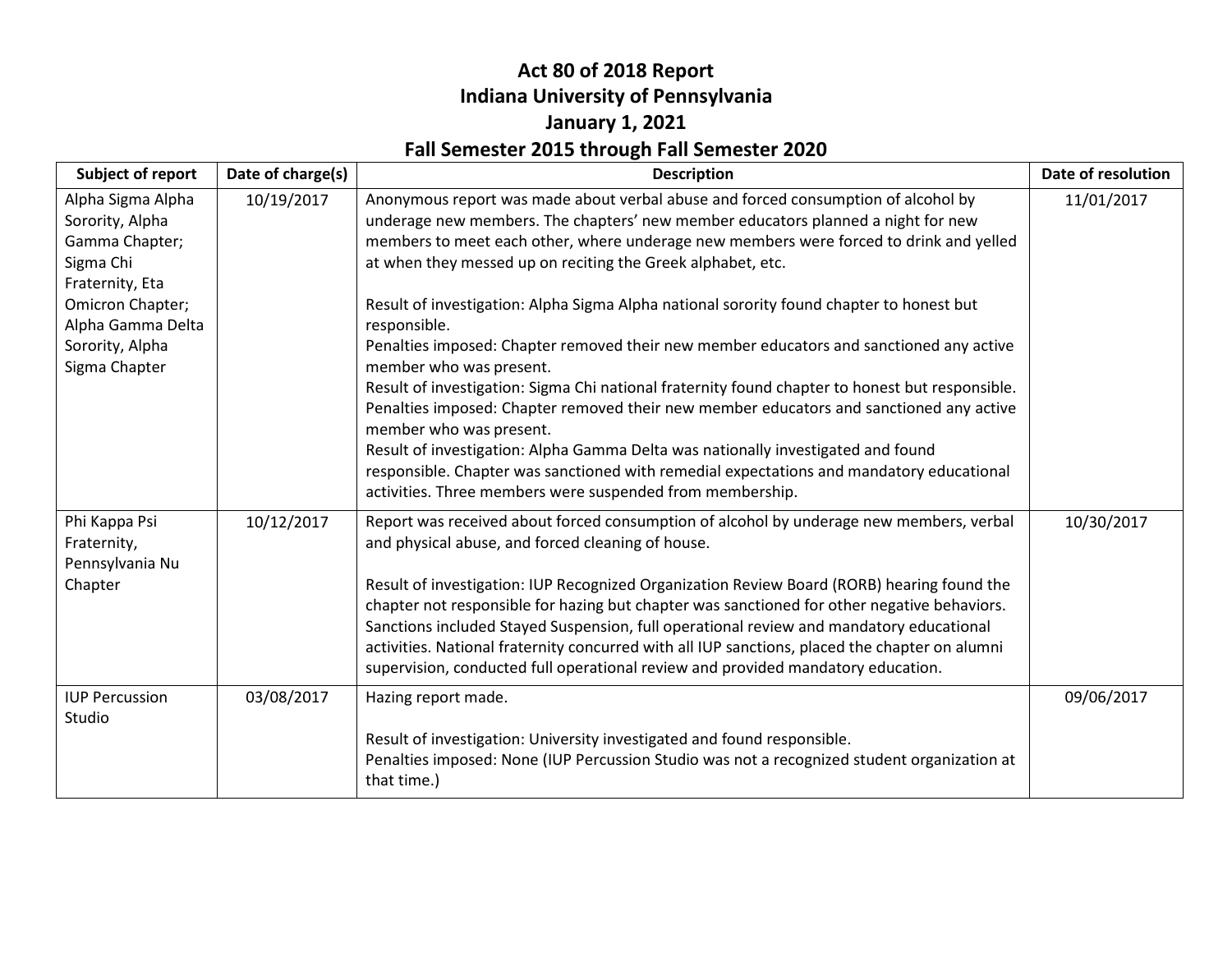# Act 80 of 2018 Report
# Indiana University of Pennsylvania
# January 1, 2021
# Fall Semester 2015 through Fall Semester 2020

| Subject of report | Date of charge(s) | Description | Date of resolution |
|---|---|---|---|
| Alpha Sigma Alpha Sorority, Alpha Gamma Chapter; Sigma Chi Fraternity, Eta Omicron Chapter; Alpha Gamma Delta Sorority, Alpha Sigma Chapter | 10/19/2017 | Anonymous report was made about verbal abuse and forced consumption of alcohol by underage new members. The chapters' new member educators planned a night for new members to meet each other, where underage new members were forced to drink and yelled at when they messed up on reciting the Greek alphabet, etc.<br><br>Result of investigation: Alpha Sigma Alpha national sorority found chapter to honest but responsible.<br>Penalties imposed: Chapter removed their new member educators and sanctioned any active member who was present.<br>Result of investigation: Sigma Chi national fraternity found chapter to honest but responsible.<br>Penalties imposed: Chapter removed their new member educators and sanctioned any active member who was present.<br>Result of investigation: Alpha Gamma Delta was nationally investigated and found responsible. Chapter was sanctioned with remedial expectations and mandatory educational activities. Three members were suspended from membership. | 11/01/2017 |
| Phi Kappa Psi Fraternity, Pennsylvania Nu Chapter | 10/12/2017 | Report was received about forced consumption of alcohol by underage new members, verbal and physical abuse, and forced cleaning of house.<br><br>Result of investigation: IUP Recognized Organization Review Board (RORB) hearing found the chapter not responsible for hazing but chapter was sanctioned for other negative behaviors. Sanctions included Stayed Suspension, full operational review and mandatory educational activities. National fraternity concurred with all IUP sanctions, placed the chapter on alumni supervision, conducted full operational review and provided mandatory education. | 10/30/2017 |
| IUP Percussion Studio | 03/08/2017 | Hazing report made.<br><br>Result of investigation: University investigated and found responsible.<br>Penalties imposed: None (IUP Percussion Studio was not a recognized student organization at that time.) | 09/06/2017 |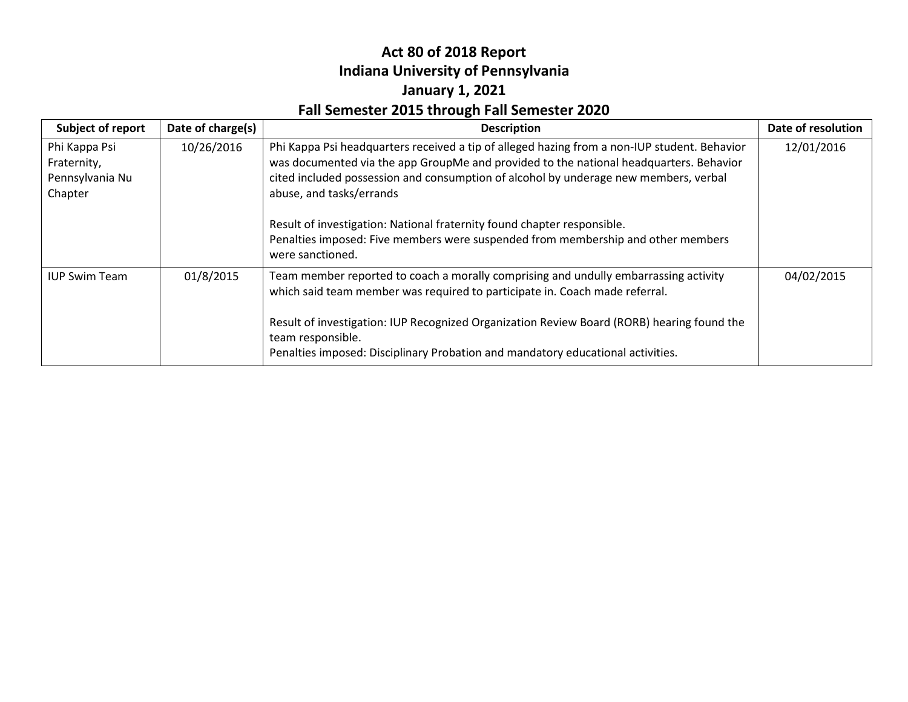# Act 80 of 2018 Report
# Indiana University of Pennsylvania
# January 1, 2021
# Fall Semester 2015 through Fall Semester 2020

| Subject of report | Date of charge(s) | Description | Date of resolution |
|---|---|---|---|
| Phi Kappa Psi Fraternity, Pennsylvania Nu Chapter | 10/26/2016 | Phi Kappa Psi headquarters received a tip of alleged hazing from a non-IUP student. Behavior was documented via the app GroupMe and provided to the national headquarters. Behavior cited included possession and consumption of alcohol by underage new members, verbal abuse, and tasks/errands<br><br>Result of investigation: National fraternity found chapter responsible.<br>Penalties imposed: Five members were suspended from membership and other members were sanctioned. | 12/01/2016 |
| IUP Swim Team | 01/8/2015 | Team member reported to coach a morally comprising and undully embarrassing activity which said team member was required to participate in. Coach made referral.<br><br>Result of investigation: IUP Recognized Organization Review Board (RORB) hearing found the team responsible.<br>Penalties imposed: Disciplinary Probation and mandatory educational activities. | 04/02/2015 |